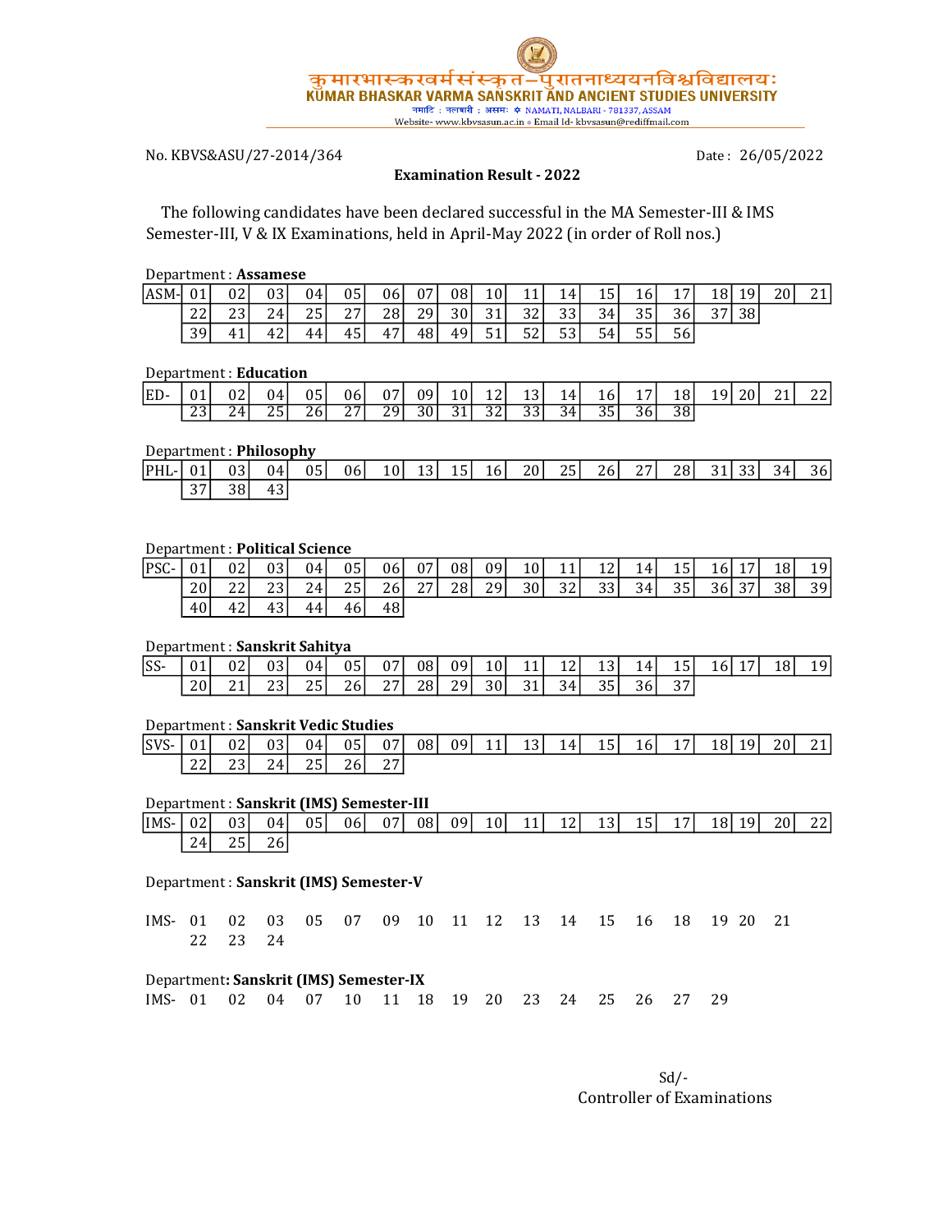कुमारभास्करवर्मसंस्कृत–पुरातनाध्ययनविश्वविद्यालयः
**KUMAR BHASKAR VARMA SANSKRIT AND ANCIENT STUDIES UNIVERSITY**
नमाटि : नलबारी : असमः ✲ NAMATI, NALBARI - 781337, ASSAM
Website- www.kbvsasun.ac.in ◦ Email Id- kbvsasun@rediffmail.com

No. KBVS&ASU/27-2014/364 Date : 26/05/2022

**Examination Result - 2022**

The following candidates have been declared successful in the MA Semester-III & IMS Semester-III, V & IX Examinations, held in April-May 2022 (in order of Roll nos.)

Department : **Assamese**

| ASM- | 01 | 02 | 03 | 04 | 05 | 06 | 07 | 08 | 10 | 11 | 14 | 15 | 16 | 17 | 18 | 19 | 20 | 21 |
|---|---|---|---|---|---|---|---|---|---|---|---|---|---|---|---|---|---|---|
| | 22 | 23 | 24 | 25 | 27 | 28 | 29 | 30 | 31 | 32 | 33 | 34 | 35 | 36 | 37 | 38 | | |
| | 39 | 41 | 42 | 44 | 45 | 47 | 48 | 49 | 51 | 52 | 53 | 54 | 55 | 56 | | | | |

Department : **Education**

| ED- | 01 | 02 | 04 | 05 | 06 | 07 | 09 | 10 | 12 | 13 | 14 | 16 | 17 | 18 | 19 | 20 | 21 | 22 |
|---|---|---|---|---|---|---|---|---|---|---|---|---|---|---|---|---|---|---|
| | 23 | 24 | 25 | 26 | 27 | 29 | 30 | 31 | 32 | 33 | 34 | 35 | 36 | 38 | | | | |

Department : **Philosophy**

| PHL- | 01 | 03 | 04 | 05 | 06 | 10 | 13 | 15 | 16 | 20 | 25 | 26 | 27 | 28 | 31 | 33 | 34 | 36 |
|---|---|---|---|---|---|---|---|---|---|---|---|---|---|---|---|---|---|---|
| | 37 | 38 | 43 | | | | | | | | | | | | | | | |

Department : **Political Science**

| PSC- | 01 | 02 | 03 | 04 | 05 | 06 | 07 | 08 | 09 | 10 | 11 | 12 | 14 | 15 | 16 | 17 | 18 | 19 |
|---|---|---|---|---|---|---|---|---|---|---|---|---|---|---|---|---|---|---|
| | 20 | 22 | 23 | 24 | 25 | 26 | 27 | 28 | 29 | 30 | 32 | 33 | 34 | 35 | 36 | 37 | 38 | 39 |
| | 40 | 42 | 43 | 44 | 46 | 48 | | | | | | | | | | | | |

Department : **Sanskrit Sahitya**

| SS- | 01 | 02 | 03 | 04 | 05 | 07 | 08 | 09 | 10 | 11 | 12 | 13 | 14 | 15 | 16 | 17 | 18 | 19 |
|---|---|---|---|---|---|---|---|---|---|---|---|---|---|---|---|---|---|---|
| | 20 | 21 | 23 | 25 | 26 | 27 | 28 | 29 | 30 | 31 | 34 | 35 | 36 | 37 | | | | |

Department : **Sanskrit Vedic Studies**

| SVS- | 01 | 02 | 03 | 04 | 05 | 07 | 08 | 09 | 11 | 13 | 14 | 15 | 16 | 17 | 18 | 19 | 20 | 21 |
|---|---|---|---|---|---|---|---|---|---|---|---|---|---|---|---|---|---|---|
| | 22 | 23 | 24 | 25 | 26 | 27 | | | | | | | | | | | | |

Department : **Sanskrit (IMS) Semester-III**

| IMS- | 02 | 03 | 04 | 05 | 06 | 07 | 08 | 09 | 10 | 11 | 12 | 13 | 15 | 17 | 18 | 19 | 20 | 22 |
|---|---|---|---|---|---|---|---|---|---|---|---|---|---|---|---|---|---|---|
| | 24 | 25 | 26 | | | | | | | | | | | | | | | |

Department : **Sanskrit (IMS) Semester-V**

IMS- 01 02 03 05 07 09 10 11 12 13 14 15 16 18 19 20 21
22 23 24

Department**: Sanskrit (IMS) Semester-IX**

IMS- 01 02 04 07 10 11 18 19 20 23 24 25 26 27 29

Sd/-
Controller of Examinations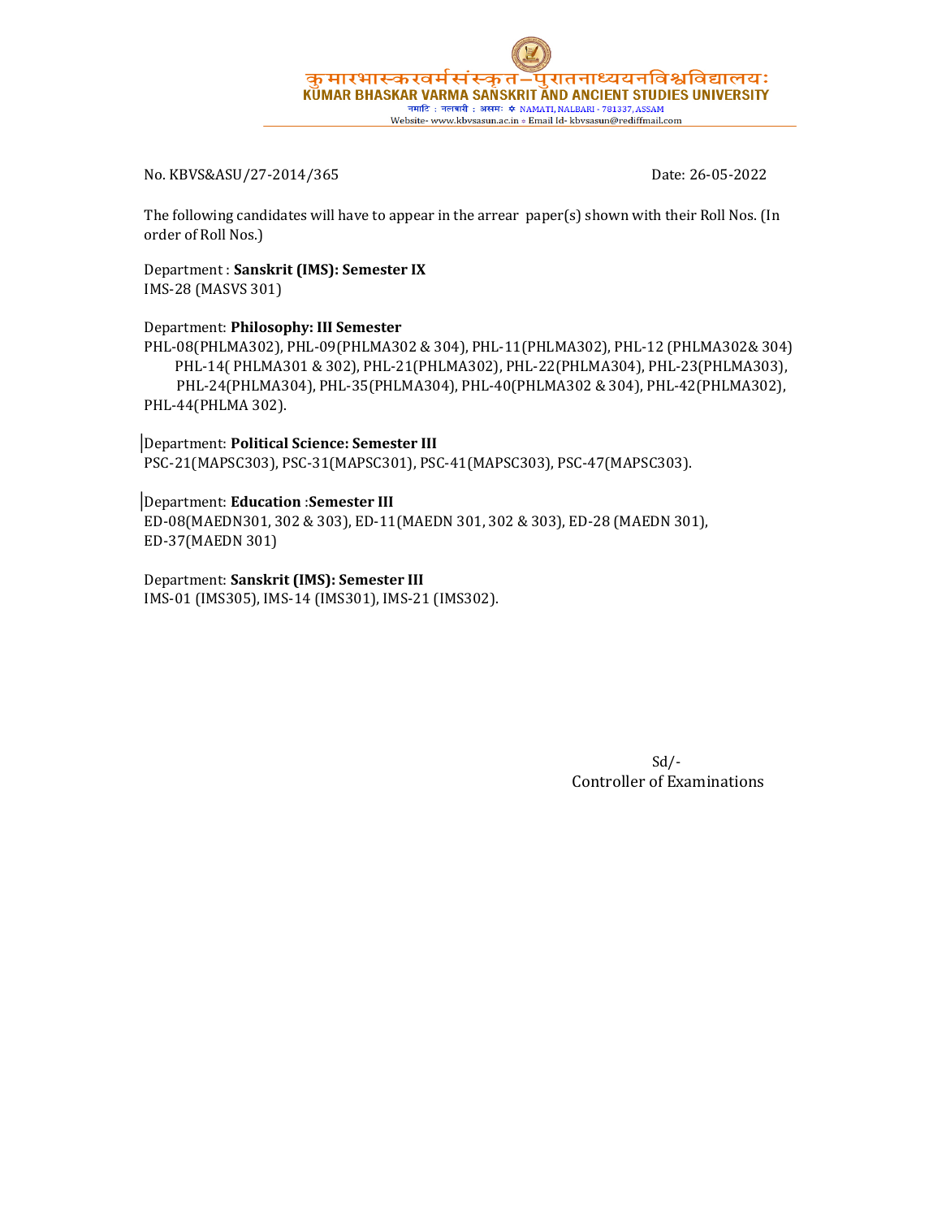कुमारभास्करवर्मसंस्कृत–पुरातनाध्ययनविश्वविद्यालयः
**KUMAR BHASKAR VARMA SANSKRIT AND ANCIENT STUDIES UNIVERSITY**
नमाटि : नलबारी : असमः ✲ NAMATI, NALBARI - 781337, ASSAM
Website- www.kbvsasun.ac.in ∘ Email Id- kbvsasun@rediffmail.com

No. KBVS&ASU/27-2014/365 Date: 26-05-2022

The following candidates will have to appear in the arrear paper(s) shown with their Roll Nos. (In order of Roll Nos.)

Department : **Sanskrit (IMS): Semester IX**
IMS-28 (MASVS 301)

Department: **Philosophy: III Semester**
PHL-08(PHLMA302), PHL-09(PHLMA302 & 304), PHL-11(PHLMA302), PHL-12 (PHLMA302& 304) PHL-14( PHLMA301 & 302), PHL-21(PHLMA302), PHL-22(PHLMA304), PHL-23(PHLMA303), PHL-24(PHLMA304), PHL-35(PHLMA304), PHL-40(PHLMA302 & 304), PHL-42(PHLMA302), PHL-44(PHLMA 302).

Department: **Political Science: Semester III**
PSC-21(MAPSC303), PSC-31(MAPSC301), PSC-41(MAPSC303), PSC-47(MAPSC303).

Department: **Education** :**Semester III**
ED-08(MAEDN301, 302 & 303), ED-11(MAEDN 301, 302 & 303), ED-28 (MAEDN 301), ED-37(MAEDN 301)

Department: **Sanskrit (IMS): Semester III**
IMS-01 (IMS305), IMS-14 (IMS301), IMS-21 (IMS302).

Sd/-
Controller of Examinations